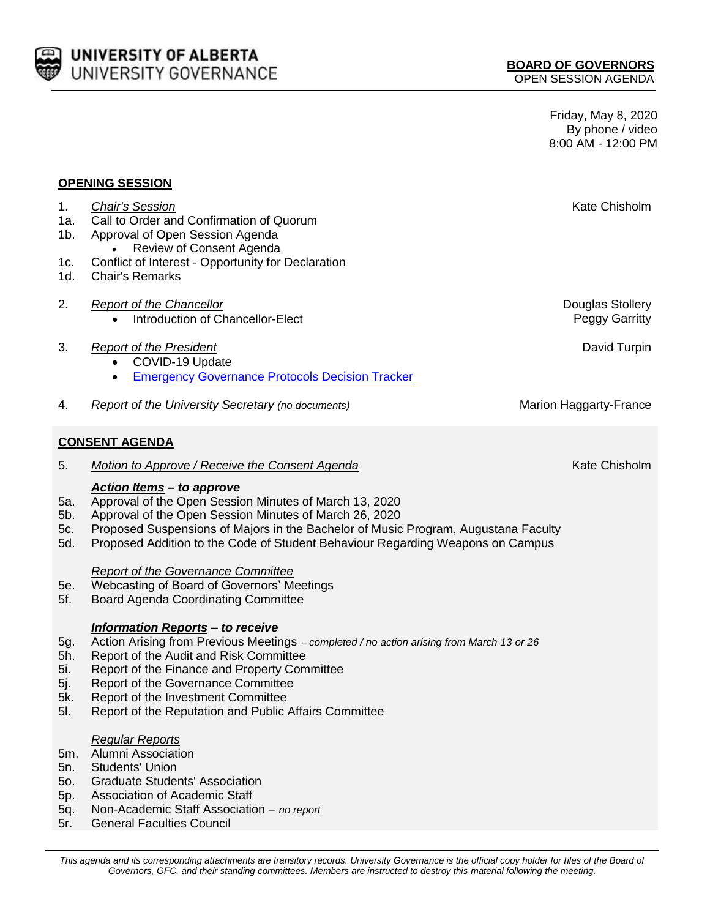**UNIVERSITY OF ALBERTA**
UNIVERSITY GOVERNANCE

**BOARD OF GOVERNORS**
OPEN SESSION AGENDA

Friday, May 8, 2020
By phone / video
8:00 AM - 12:00 PM

## OPENING SESSION

1. *Chair's Session* — Kate Chisholm
1a. Call to Order and Confirmation of Quorum
1b. Approval of Open Session Agenda
- Review of Consent Agenda

1c. Conflict of Interest - Opportunity for Declaration
1d. Chair's Remarks

2. *Report of the Chancellor* — Douglas Stollery
- Introduction of Chancellor-Elect — Peggy Garritty

3. *Report of the President* — David Turpin
- COVID-19 Update
- Emergency Governance Protocols Decision Tracker

4. *Report of the University Secretary* *(no documents)* — Marion Haggarty-France

## CONSENT AGENDA

5. *Motion to Approve / Receive the Consent Agenda* — Kate Chisholm

***Action Items – to approve***

5a. Approval of the Open Session Minutes of March 13, 2020
5b. Approval of the Open Session Minutes of March 26, 2020
5c. Proposed Suspensions of Majors in the Bachelor of Music Program, Augustana Faculty
5d. Proposed Addition to the Code of Student Behaviour Regarding Weapons on Campus

*Report of the Governance Committee*

5e. Webcasting of Board of Governors' Meetings
5f. Board Agenda Coordinating Committee

***Information Reports – to receive***

5g. Action Arising from Previous Meetings – *completed / no action arising from March 13 or 26*
5h. Report of the Audit and Risk Committee
5i. Report of the Finance and Property Committee
5j. Report of the Governance Committee
5k. Report of the Investment Committee
5l. Report of the Reputation and Public Affairs Committee

*Regular Reports*

5m. Alumni Association
5n. Students' Union
5o. Graduate Students' Association
5p. Association of Academic Staff
5q. Non-Academic Staff Association – *no report*
5r. General Faculties Council

*This agenda and its corresponding attachments are transitory records. University Governance is the official copy holder for files of the Board of Governors, GFC, and their standing committees. Members are instructed to destroy this material following the meeting.*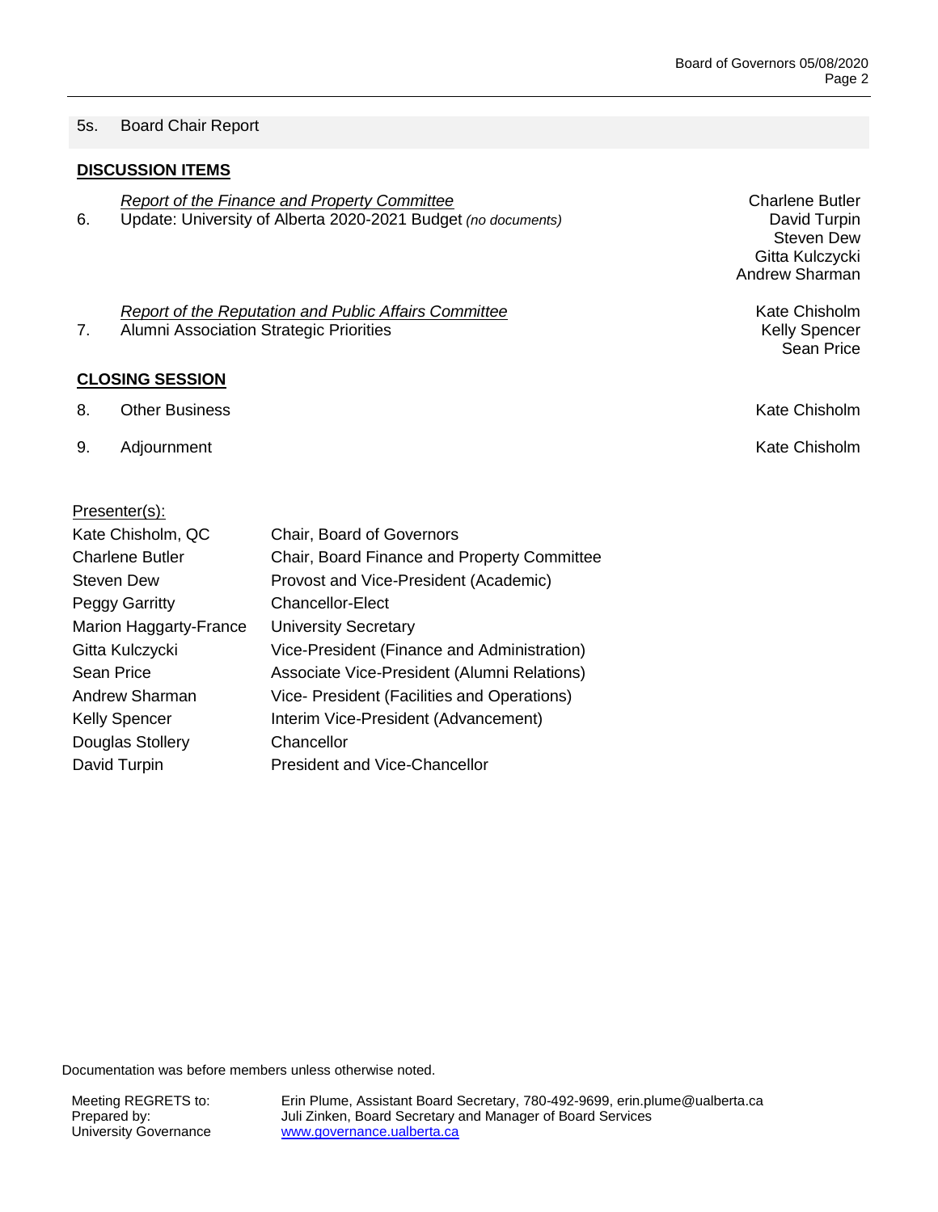5s. Board Chair Report

**DISCUSSION ITEMS**

| | | |
|---|---|---|
| | *Report of the Finance and Property Committee* | Charlene Butler |
| 6. | Update: University of Alberta 2020-2021 Budget *(no documents)* | David Turpin<br>Steven Dew<br>Gitta Kulczycki<br>Andrew Sharman |
| | *Report of the Reputation and Public Affairs Committee* | Kate Chisholm |
| 7. | Alumni Association Strategic Priorities | Kelly Spencer<br>Sean Price |

**CLOSING SESSION**

| | | |
|---|---|---|
| 8. | Other Business | Kate Chisholm |
| 9. | Adjournment | Kate Chisholm |

Presenter(s):

| | |
|---|---|
| Kate Chisholm, QC | Chair, Board of Governors |
| Charlene Butler | Chair, Board Finance and Property Committee |
| Steven Dew | Provost and Vice-President (Academic) |
| Peggy Garritty | Chancellor-Elect |
| Marion Haggarty-France | University Secretary |
| Gitta Kulczycki | Vice-President (Finance and Administration) |
| Sean Price | Associate Vice-President (Alumni Relations) |
| Andrew Sharman | Vice- President (Facilities and Operations) |
| Kelly Spencer | Interim Vice-President (Advancement) |
| Douglas Stollery | Chancellor |
| David Turpin | President and Vice-Chancellor |

Documentation was before members unless otherwise noted.

Meeting REGRETS to: Erin Plume, Assistant Board Secretary, 780-492-9699, erin.plume@ualberta.ca
Prepared by: Juli Zinken, Board Secretary and Manager of Board Services
University Governance www.governance.ualberta.ca